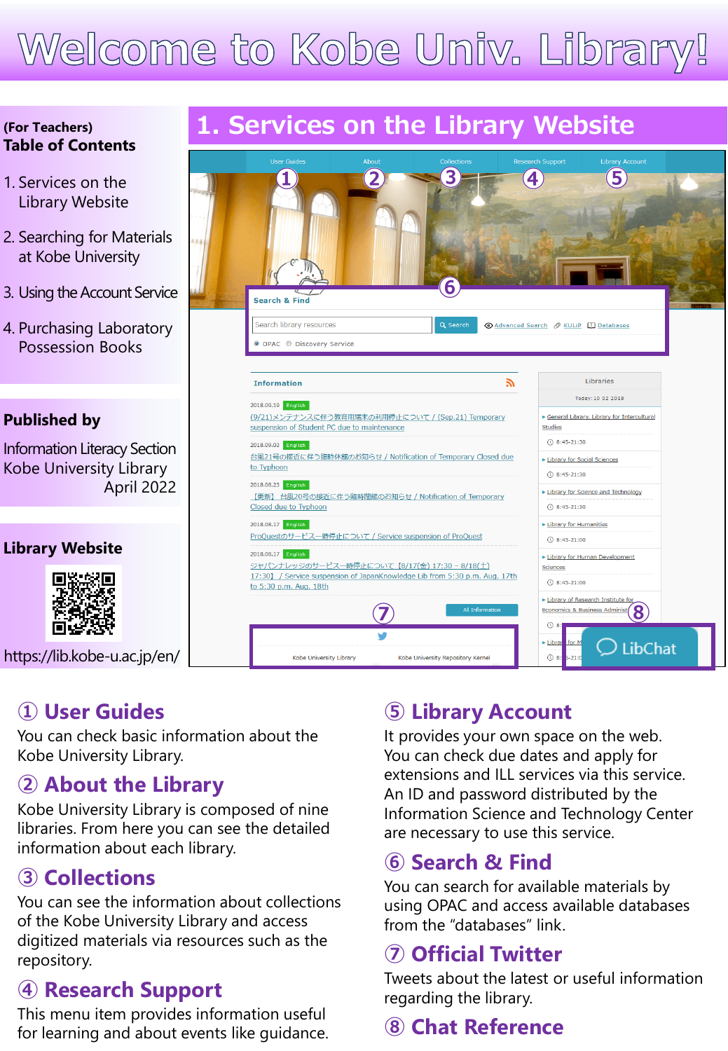# Welcome to Kobe Univ. Library!

**(For Teachers)**
**Table of Contents**

1. Services on the Library Website
2. Searching for Materials at Kobe University
3. Using the Account Service
4. Purchasing Laboratory Possession Books

**Published by**

Information Literacy Section
Kobe University Library
April 2022

**Library Website**

https://lib.kobe-u.ac.jp/en/

## 1. Services on the Library Website

### ① User Guides

You can check basic information about the Kobe University Library.

### ② About the Library

Kobe University Library is composed of nine libraries. From here you can see the detailed information about each library.

### ③ Collections

You can see the information about collections of the Kobe University Library and access digitized materials via resources such as the repository.

### ④ Research Support

This menu item provides information useful for learning and about events like guidance.

### ⑤ Library Account

It provides your own space on the web. You can check due dates and apply for extensions and ILL services via this service. An ID and password distributed by the Information Science and Technology Center are necessary to use this service.

### ⑥ Search & Find

You can search for available materials by using OPAC and access available databases from the “databases” link.

### ⑦ Official Twitter

Tweets about the latest or useful information regarding the library.

### ⑧ Chat Reference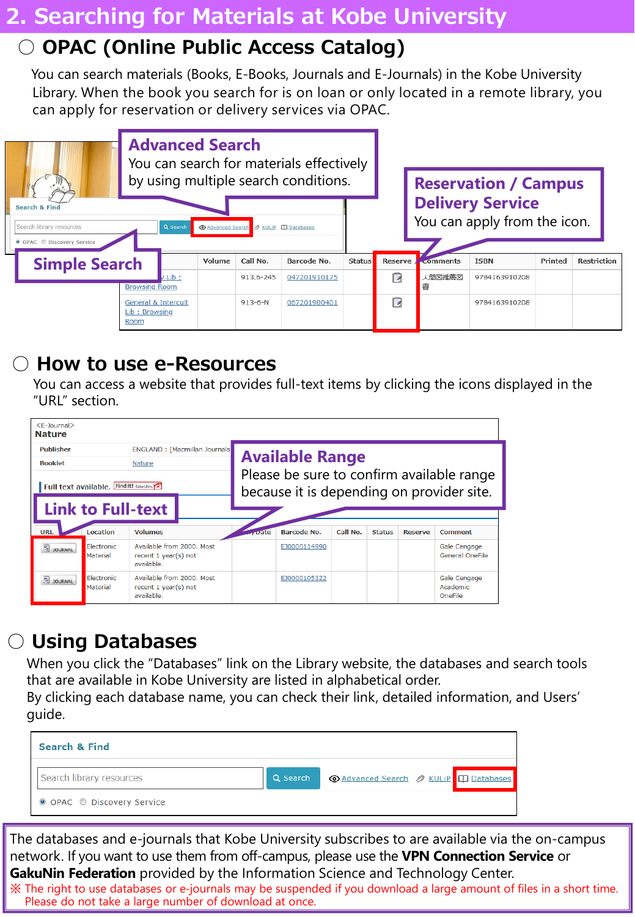# 2. Searching for Materials at Kobe University

## ○ OPAC (Online Public Access Catalog)

You can search materials (Books, E-Books, Journals and E-Journals) in the Kobe University Library. When the book you search for is on loan or only located in a remote library, you can apply for reservation or delivery services via OPAC.

**Advanced Search**
You can search for materials effectively by using multiple search conditions.

**Simple Search**

**Reservation / Campus Delivery Service**
You can apply from the icon.

| | Volume | Call No. | Barcode No. | Status | Reserve | Comments | ISBN | Printed | Restriction |
|---|---|---|---|---|---|---|---|---|---|
| Lib : Browsing Room | | 913.6-245 | 047201910175 | | | 人間図推薦図書 | 9784163910208 | | |
| General & Intercult Lib : Browsing Room | | 913-6-N | 067201900401 | | | | 9784163910208 | | |

## ○ How to use e-Resources

You can access a website that provides full-text items by clicking the icons displayed in the "URL" section.

<E-Journal>
**Nature**

Publisher: ENGLAND : [Macmillan Journals
Booklet: Nature

Full text available.

**Link to Full-text**

**Available Range**
Please be sure to confirm available range because it is depending on provider site.

| URL | Location | Volumes | Date | Barcode No. | Call No. | Status | Reserve | Comment |
|---|---|---|---|---|---|---|---|---|
| JOURNAL | Electronic Material | Available from 2000. Most recent 1 year(s) not available. | | EJ0000114990 | | | | Gale Cengage General OneFile |
| JOURNAL | Electronic Material | Available from 2000. Most recent 1 year(s) not available. | | EJ0000105322 | | | | Gale Cengage Academic OneFile |

## ○ Using Databases

When you click the "Databases" link on the Library website, the databases and search tools that are available in Kobe University are listed in alphabetical order.
By clicking each database name, you can check their link, detailed information, and Users' guide.

The databases and e-journals that Kobe University subscribes to are available via the on-campus network. If you want to use them from off-campus, please use the **VPN Connection Service** or **GakuNin Federation** provided by the Information Science and Technology Center.
※ The right to use databases or e-journals may be suspended if you download a large amount of files in a short time. Please do not take a large number of download at once.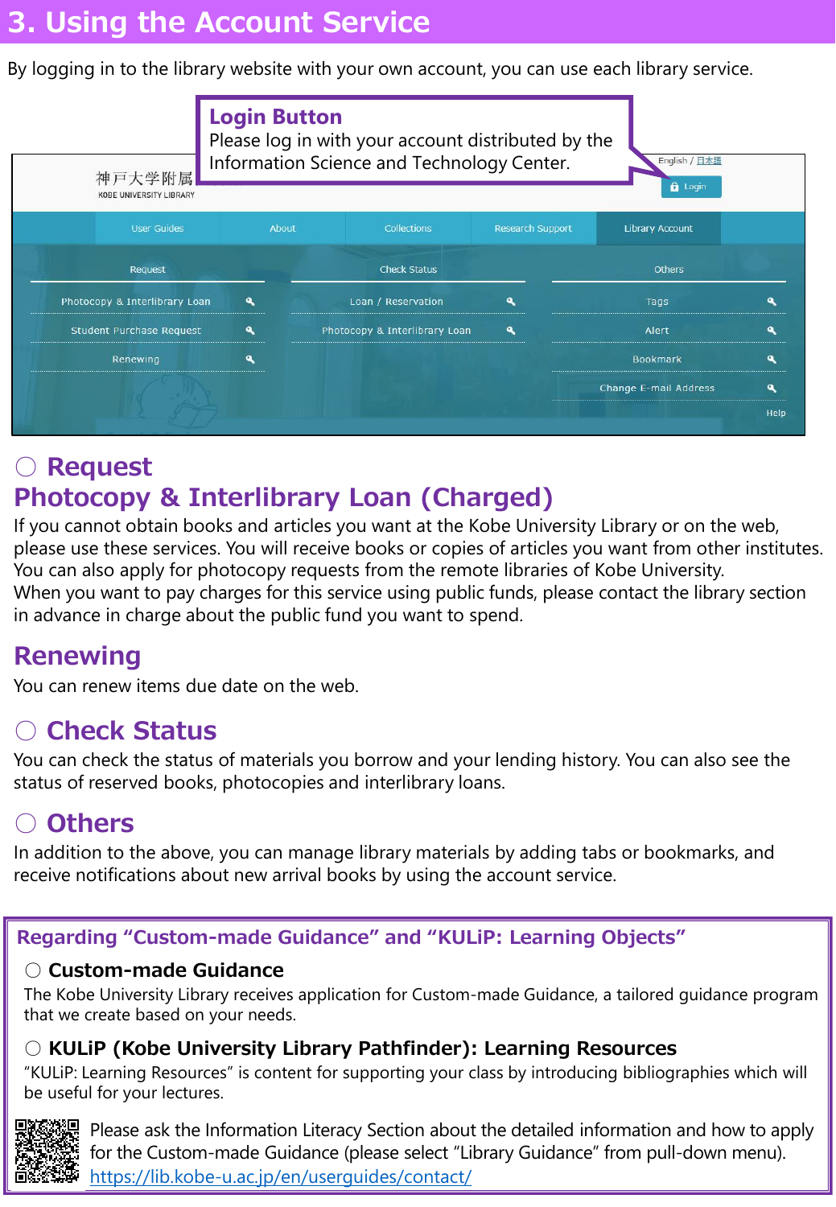# 3. Using the Account Service

By logging in to the library website with your own account, you can use each library service.

**Login Button**
Please log in with your account distributed by the Information Science and Technology Center.

神戸大学附属
KOBE UNIVERSITY LIBRARY

English / 日本語

Login

User Guides | About | Collections | Research Support | Library Account

| Request | Check Status | Others |
|---|---|---|
| Photocopy & Interlibrary Loan | Loan / Reservation | Tags |
| Student Purchase Request | Photocopy & Interlibrary Loan | Alert |
| Renewing | | Bookmark |
| | | Change E-mail Address |

Help

## ○ Request

### Photocopy & Interlibrary Loan (Charged)

If you cannot obtain books and articles you want at the Kobe University Library or on the web, please use these services. You will receive books or copies of articles you want from other institutes. You can also apply for photocopy requests from the remote libraries of Kobe University.
When you want to pay charges for this service using public funds, please contact the library section in advance in charge about the public fund you want to spend.

### Renewing

You can renew items due date on the web.

## ○ Check Status

You can check the status of materials you borrow and your lending history. You can also see the status of reserved books, photocopies and interlibrary loans.

## ○ Others

In addition to the above, you can manage library materials by adding tabs or bookmarks, and receive notifications about new arrival books by using the account service.

## Regarding “Custom-made Guidance” and “KULiP: Learning Objects”

### ○ Custom-made Guidance

The Kobe University Library receives application for Custom-made Guidance, a tailored guidance program that we create based on your needs.

### ○ KULiP (Kobe University Library Pathfinder): Learning Resources

“KULiP: Learning Resources” is content for supporting your class by introducing bibliographies which will be useful for your lectures.

Please ask the Information Literacy Section about the detailed information and how to apply for the Custom-made Guidance (please select “Library Guidance” from pull-down menu).
https://lib.kobe-u.ac.jp/en/userguides/contact/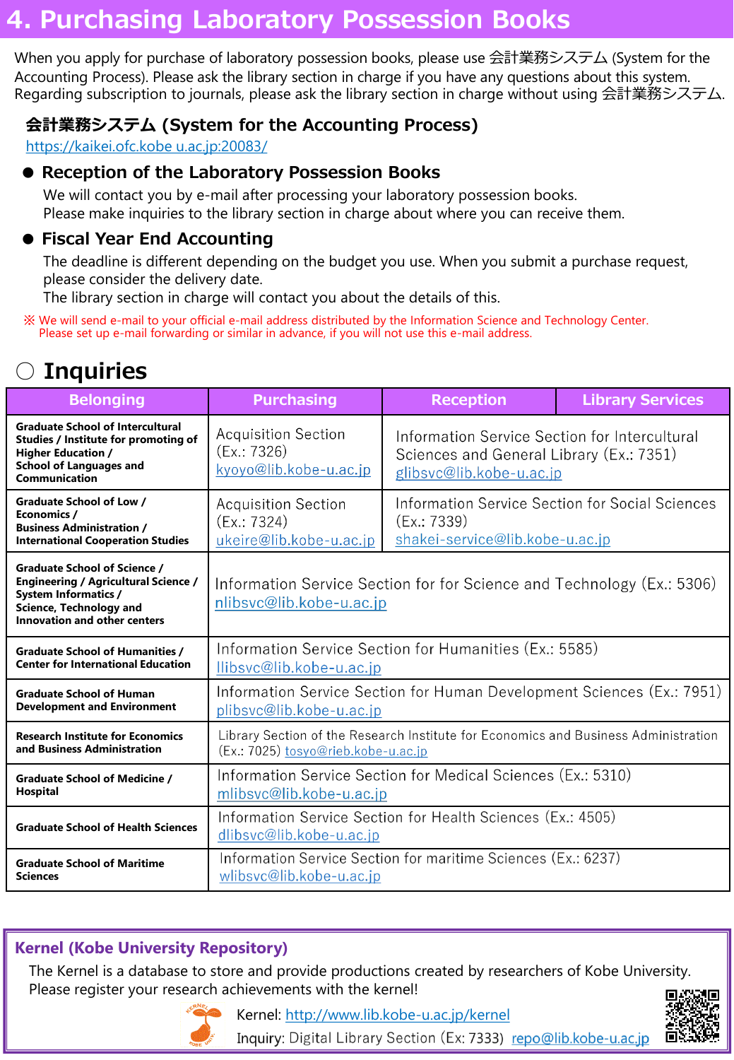# 4. Purchasing Laboratory Possession Books

When you apply for purchase of laboratory possession books, please use 会計業務システム (System for the Accounting Process). Please ask the library section in charge if you have any questions about this system. Regarding subscription to journals, please ask the library section in charge without using 会計業務システム.

## 会計業務システム (System for the Accounting Process)

https://kaikei.ofc.kobe u.ac.jp:20083/

### ● Reception of the Laboratory Possession Books

We will contact you by e-mail after processing your laboratory possession books.
Please make inquiries to the library section in charge about where you can receive them.

### ● Fiscal Year End Accounting

The deadline is different depending on the budget you use. When you submit a purchase request, please consider the delivery date.
The library section in charge will contact you about the details of this.

※ We will send e-mail to your official e-mail address distributed by the Information Science and Technology Center. Please set up e-mail forwarding or similar in advance, if you will not use this e-mail address.

## ○ Inquiries

| Belonging | Purchasing | Reception | Library Services |
|---|---|---|---|
| **Graduate School of Intercultural Studies / Institute for promoting of Higher Education / School of Languages and Communication** | Acquisition Section (Ex.: 7326) kyoyo@lib.kobe-u.ac.jp | Information Service Section for Intercultural Sciences and General Library (Ex.: 7351) glibsvc@lib.kobe-u.ac.jp | |
| **Graduate School of Low / Economics / Business Administration / International Cooperation Studies** | Acquisition Section (Ex.: 7324) ukeire@lib.kobe-u.ac.jp | Information Service Section for Social Sciences (Ex.: 7339) shakei-service@lib.kobe-u.ac.jp | |
| **Graduate School of Science / Engineering / Agricultural Science / System Informatics / Science, Technology and Innovation and other centers** | Information Service Section for for Science and Technology (Ex.: 5306) nlibsvc@lib.kobe-u.ac.jp | | |
| **Graduate School of Humanities / Center for International Education** | Information Service Section for Humanities (Ex.: 5585) llibsvc@lib.kobe-u.ac.jp | | |
| **Graduate School of Human Development and Environment** | Information Service Section for Human Development Sciences (Ex.: 7951) plibsvc@lib.kobe-u.ac.jp | | |
| **Research Institute for Economics and Business Administration** | Library Section of the Research Institute for Economics and Business Administration (Ex.: 7025) tosyo@rieb.kobe-u.ac.jp | | |
| **Graduate School of Medicine / Hospital** | Information Service Section for Medical Sciences (Ex.: 5310) mlibsvc@lib.kobe-u.ac.jp | | |
| **Graduate School of Health Sciences** | Information Service Section for Health Sciences (Ex.: 4505) dlibsvc@lib.kobe-u.ac.jp | | |
| **Graduate School of Maritime Sciences** | Information Service Section for maritime Sciences (Ex.: 6237) wlibsvc@lib.kobe-u.ac.jp | | |

## Kernel (Kobe University Repository)

The Kernel is a database to store and provide productions created by researchers of Kobe University.
Please register your research achievements with the kernel!

Kernel: http://www.lib.kobe-u.ac.jp/kernel

Inquiry: Digital Library Section (Ex: 7333) repo@lib.kobe-u.ac.jp